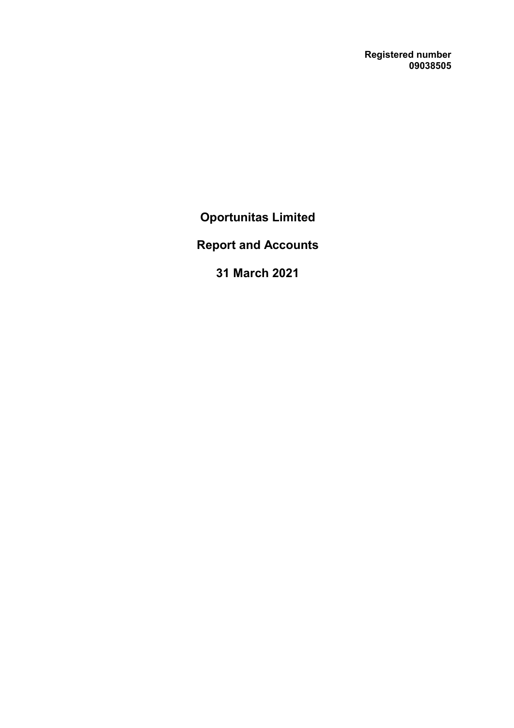**Registered number**
**09038505**

# Oportunitas Limited

# Report and Accounts

# 31 March 2021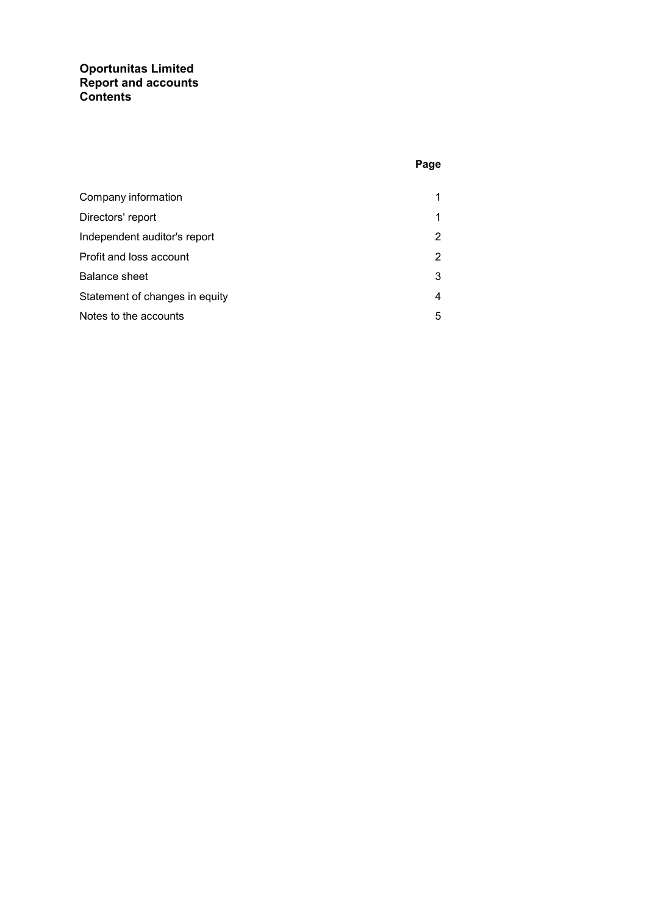# Oportunitas Limited
# Report and accounts
# Contents

| | Page |
|---|---|
| Company information | 1 |
| Directors' report | 1 |
| Independent auditor's report | 2 |
| Profit and loss account | 2 |
| Balance sheet | 3 |
| Statement of changes in equity | 4 |
| Notes to the accounts | 5 |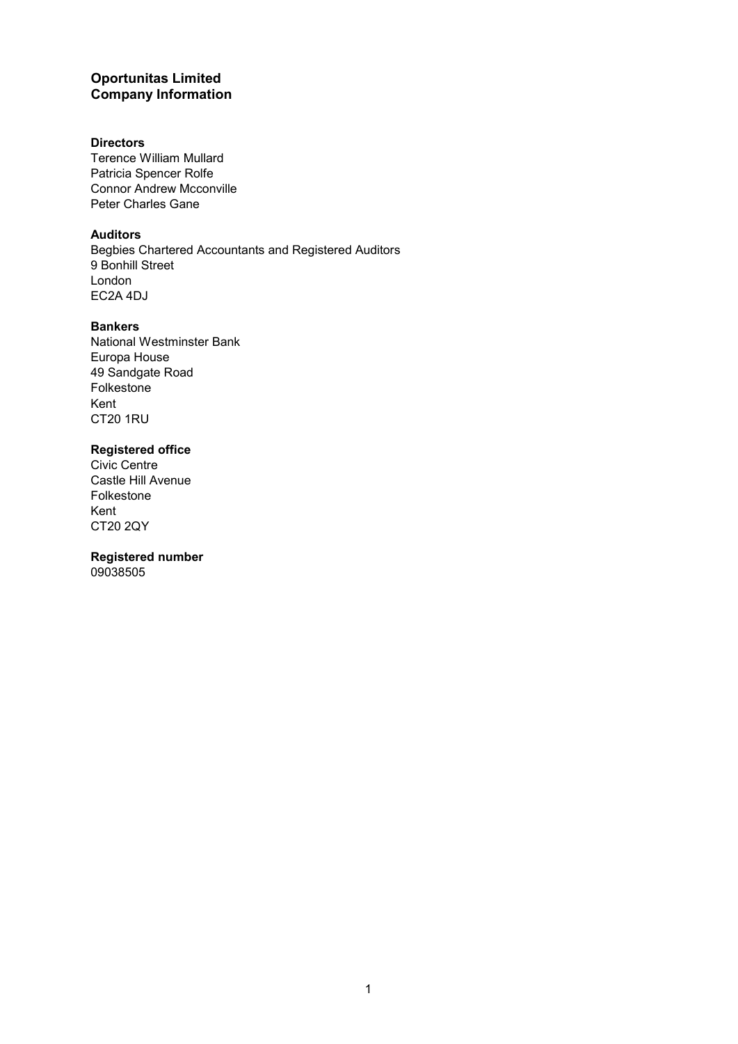# Oportunitas Limited
# Company Information

**Directors**
Terence William Mullard
Patricia Spencer Rolfe
Connor Andrew Mcconville
Peter Charles Gane

**Auditors**
Begbies Chartered Accountants and Registered Auditors
9 Bonhill Street
London
EC2A 4DJ

**Bankers**
National Westminster Bank
Europa House
49 Sandgate Road
Folkestone
Kent
CT20 1RU

**Registered office**
Civic Centre
Castle Hill Avenue
Folkestone
Kent
CT20 2QY

**Registered number**
09038505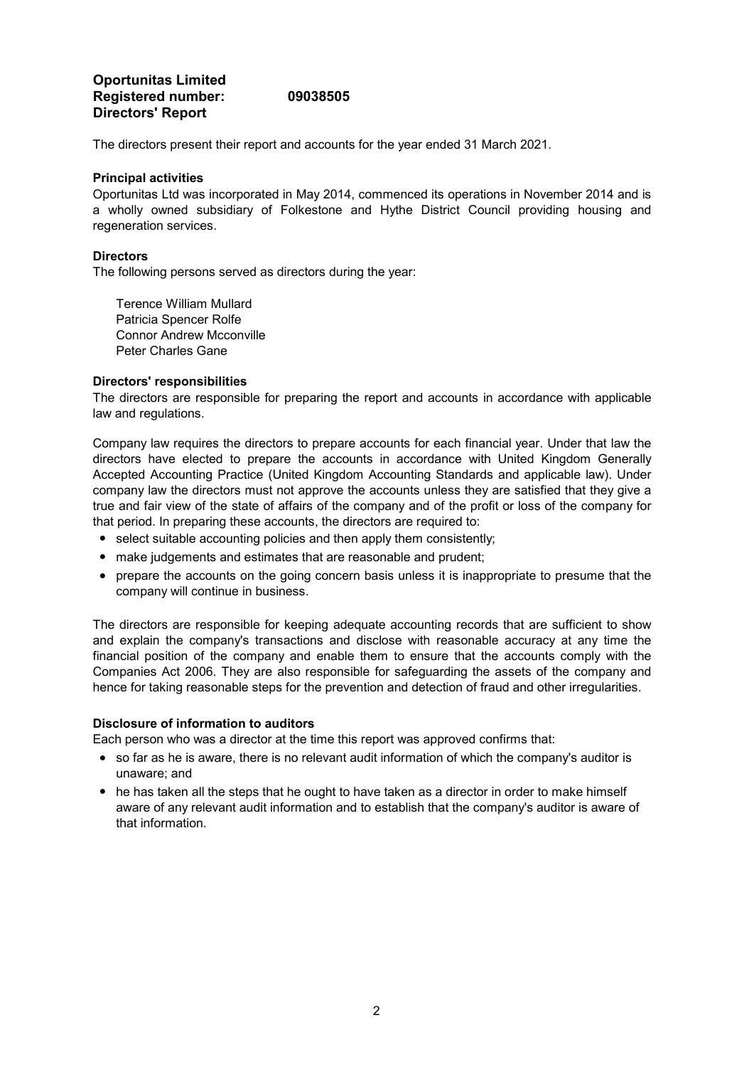**Oportunitas Limited**
**Registered number: 09038505**
**Directors' Report**

The directors present their report and accounts for the year ended 31 March 2021.

**Principal activities**

Oportunitas Ltd was incorporated in May 2014, commenced its operations in November 2014 and is a wholly owned subsidiary of Folkestone and Hythe District Council providing housing and regeneration services.

**Directors**

The following persons served as directors during the year:

Terence William Mullard
Patricia Spencer Rolfe
Connor Andrew Mcconville
Peter Charles Gane

**Directors' responsibilities**

The directors are responsible for preparing the report and accounts in accordance with applicable law and regulations.

Company law requires the directors to prepare accounts for each financial year. Under that law the directors have elected to prepare the accounts in accordance with United Kingdom Generally Accepted Accounting Practice (United Kingdom Accounting Standards and applicable law). Under company law the directors must not approve the accounts unless they are satisfied that they give a true and fair view of the state of affairs of the company and of the profit or loss of the company for that period. In preparing these accounts, the directors are required to:

- select suitable accounting policies and then apply them consistently;
- make judgements and estimates that are reasonable and prudent;
- prepare the accounts on the going concern basis unless it is inappropriate to presume that the company will continue in business.

The directors are responsible for keeping adequate accounting records that are sufficient to show and explain the company's transactions and disclose with reasonable accuracy at any time the financial position of the company and enable them to ensure that the accounts comply with the Companies Act 2006. They are also responsible for safeguarding the assets of the company and hence for taking reasonable steps for the prevention and detection of fraud and other irregularities.

**Disclosure of information to auditors**

Each person who was a director at the time this report was approved confirms that:

- so far as he is aware, there is no relevant audit information of which the company's auditor is unaware; and
- he has taken all the steps that he ought to have taken as a director in order to make himself aware of any relevant audit information and to establish that the company's auditor is aware of that information.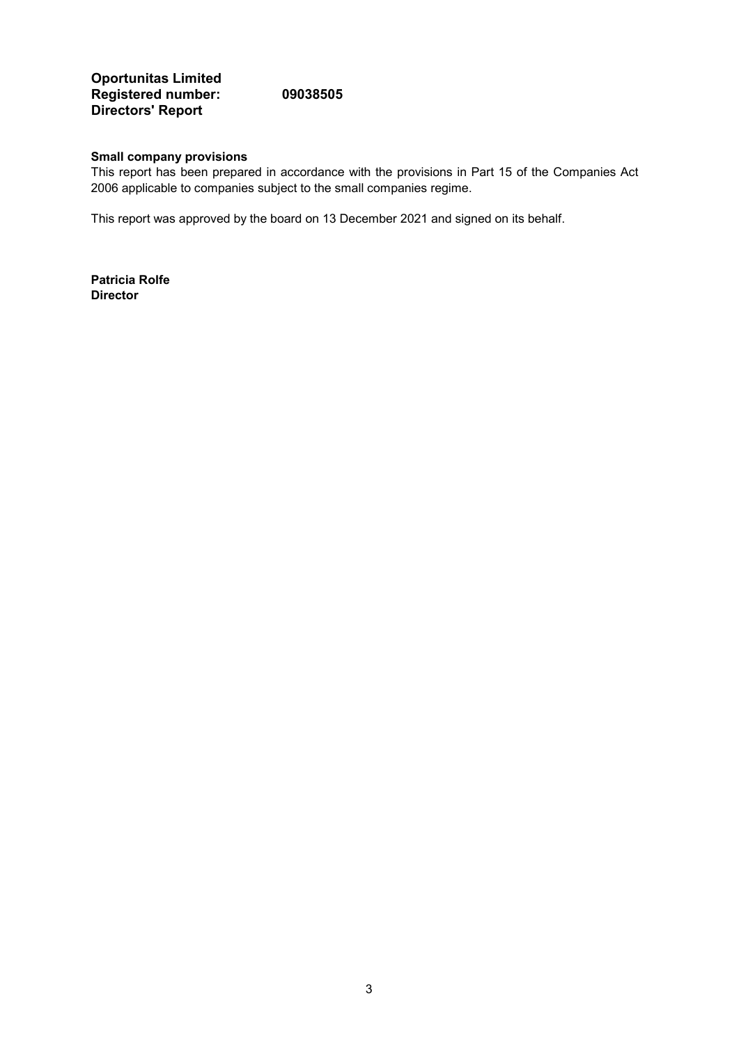**Oportunitas Limited**
**Registered number: 09038505**
**Directors' Report**

**Small company provisions**

This report has been prepared in accordance with the provisions in Part 15 of the Companies Act 2006 applicable to companies subject to the small companies regime.

This report was approved by the board on 13 December 2021 and signed on its behalf.

**Patricia Rolfe**
**Director**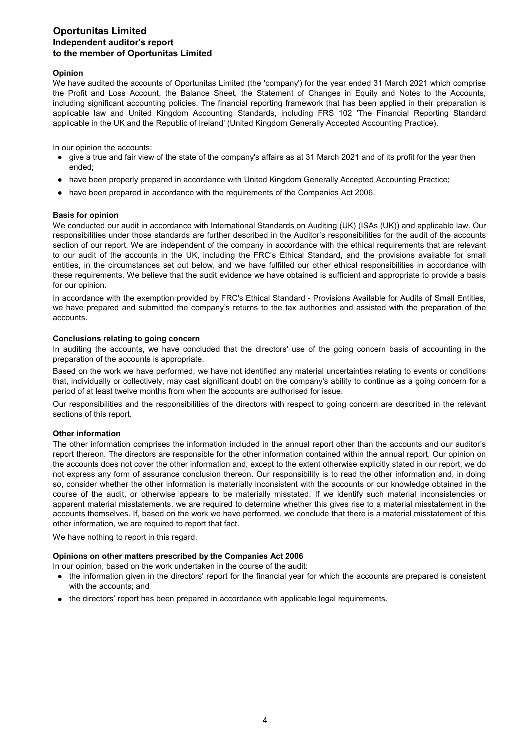# Oportunitas Limited
## Independent auditor's report
## to the member of Oportunitas Limited

**Opinion**

We have audited the accounts of Oportunitas Limited (the 'company') for the year ended 31 March 2021 which comprise the Profit and Loss Account, the Balance Sheet, the Statement of Changes in Equity and Notes to the Accounts, including significant accounting policies. The financial reporting framework that has been applied in their preparation is applicable law and United Kingdom Accounting Standards, including FRS 102 'The Financial Reporting Standard applicable in the UK and the Republic of Ireland' (United Kingdom Generally Accepted Accounting Practice).

In our opinion the accounts:

- give a true and fair view of the state of the company's affairs as at 31 March 2021 and of its profit for the year then ended;
- have been properly prepared in accordance with United Kingdom Generally Accepted Accounting Practice;
- have been prepared in accordance with the requirements of the Companies Act 2006.

**Basis for opinion**

We conducted our audit in accordance with International Standards on Auditing (UK) (ISAs (UK)) and applicable law. Our responsibilities under those standards are further described in the Auditor's responsibilities for the audit of the accounts section of our report. We are independent of the company in accordance with the ethical requirements that are relevant to our audit of the accounts in the UK, including the FRC's Ethical Standard, and the provisions available for small entities, in the circumstances set out below, and we have fulfilled our other ethical responsibilities in accordance with these requirements. We believe that the audit evidence we have obtained is sufficient and appropriate to provide a basis for our opinion.

In accordance with the exemption provided by FRC's Ethical Standard - Provisions Available for Audits of Small Entities, we have prepared and submitted the company's returns to the tax authorities and assisted with the preparation of the accounts.

**Conclusions relating to going concern**

In auditing the accounts, we have concluded that the directors' use of the going concern basis of accounting in the preparation of the accounts is appropriate.

Based on the work we have performed, we have not identified any material uncertainties relating to events or conditions that, individually or collectively, may cast significant doubt on the company's ability to continue as a going concern for a period of at least twelve months from when the accounts are authorised for issue.

Our responsibilities and the responsibilities of the directors with respect to going concern are described in the relevant sections of this report.

**Other information**

The other information comprises the information included in the annual report other than the accounts and our auditor's report thereon. The directors are responsible for the other information contained within the annual report. Our opinion on the accounts does not cover the other information and, except to the extent otherwise explicitly stated in our report, we do not express any form of assurance conclusion thereon. Our responsibility is to read the other information and, in doing so, consider whether the other information is materially inconsistent with the accounts or our knowledge obtained in the course of the audit, or otherwise appears to be materially misstated. If we identify such material inconsistencies or apparent material misstatements, we are required to determine whether this gives rise to a material misstatement in the accounts themselves. If, based on the work we have performed, we conclude that there is a material misstatement of this other information, we are required to report that fact.

We have nothing to report in this regard.

**Opinions on other matters prescribed by the Companies Act 2006**

In our opinion, based on the work undertaken in the course of the audit:

- the information given in the directors' report for the financial year for which the accounts are prepared is consistent with the accounts; and
- the directors' report has been prepared in accordance with applicable legal requirements.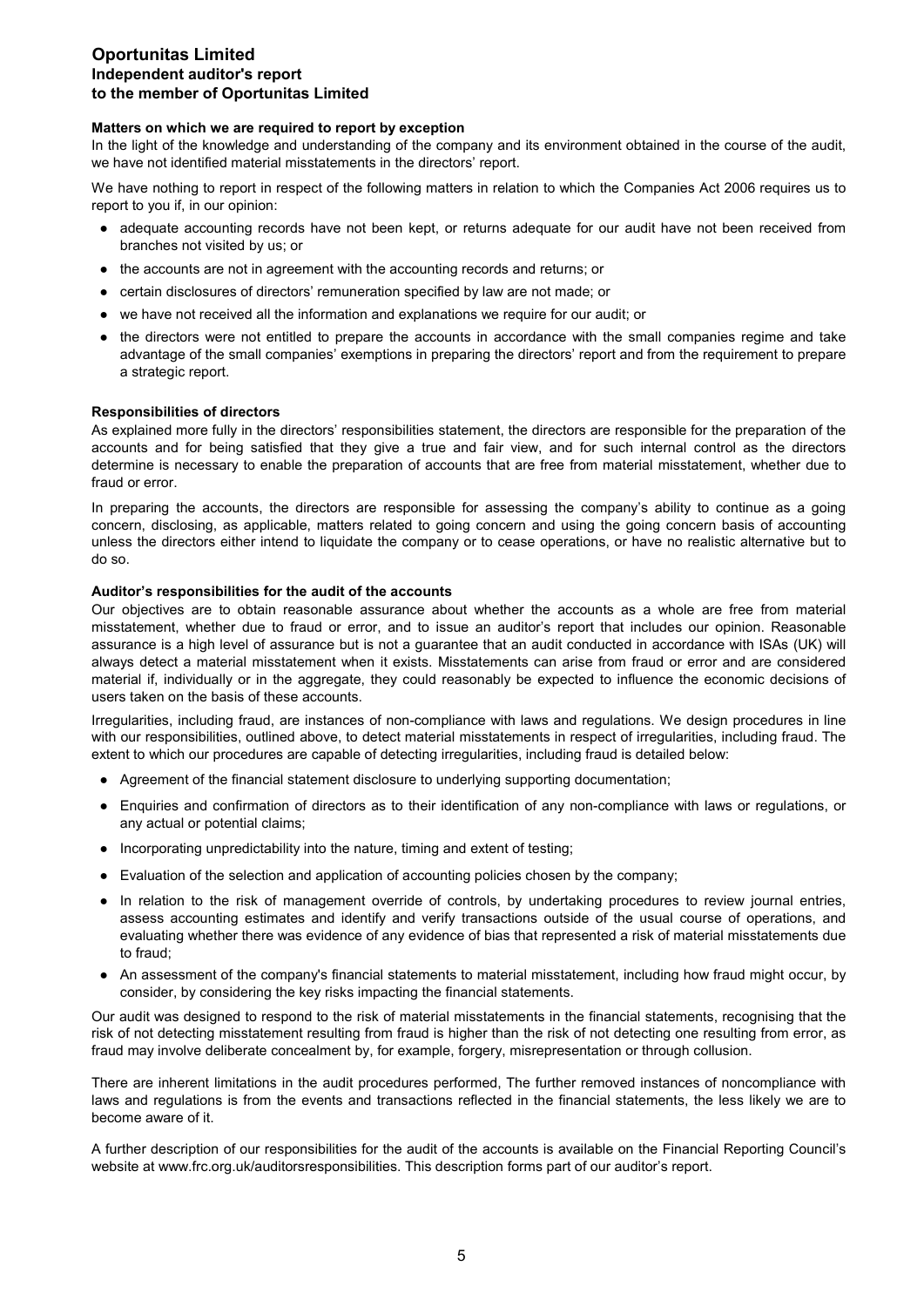**Oportunitas Limited**
**Independent auditor's report**
**to the member of Oportunitas Limited**

**Matters on which we are required to report by exception**

In the light of the knowledge and understanding of the company and its environment obtained in the course of the audit, we have not identified material misstatements in the directors' report.

We have nothing to report in respect of the following matters in relation to which the Companies Act 2006 requires us to report to you if, in our opinion:

- adequate accounting records have not been kept, or returns adequate for our audit have not been received from branches not visited by us; or
- the accounts are not in agreement with the accounting records and returns; or
- certain disclosures of directors' remuneration specified by law are not made; or
- we have not received all the information and explanations we require for our audit; or
- the directors were not entitled to prepare the accounts in accordance with the small companies regime and take advantage of the small companies' exemptions in preparing the directors' report and from the requirement to prepare a strategic report.

**Responsibilities of directors**

As explained more fully in the directors' responsibilities statement, the directors are responsible for the preparation of the accounts and for being satisfied that they give a true and fair view, and for such internal control as the directors determine is necessary to enable the preparation of accounts that are free from material misstatement, whether due to fraud or error.

In preparing the accounts, the directors are responsible for assessing the company's ability to continue as a going concern, disclosing, as applicable, matters related to going concern and using the going concern basis of accounting unless the directors either intend to liquidate the company or to cease operations, or have no realistic alternative but to do so.

**Auditor's responsibilities for the audit of the accounts**

Our objectives are to obtain reasonable assurance about whether the accounts as a whole are free from material misstatement, whether due to fraud or error, and to issue an auditor's report that includes our opinion. Reasonable assurance is a high level of assurance but is not a guarantee that an audit conducted in accordance with ISAs (UK) will always detect a material misstatement when it exists. Misstatements can arise from fraud or error and are considered material if, individually or in the aggregate, they could reasonably be expected to influence the economic decisions of users taken on the basis of these accounts.

Irregularities, including fraud, are instances of non-compliance with laws and regulations. We design procedures in line with our responsibilities, outlined above, to detect material misstatements in respect of irregularities, including fraud. The extent to which our procedures are capable of detecting irregularities, including fraud is detailed below:

- Agreement of the financial statement disclosure to underlying supporting documentation;
- Enquiries and confirmation of directors as to their identification of any non-compliance with laws or regulations, or any actual or potential claims;
- Incorporating unpredictability into the nature, timing and extent of testing;
- Evaluation of the selection and application of accounting policies chosen by the company;
- In relation to the risk of management override of controls, by undertaking procedures to review journal entries, assess accounting estimates and identify and verify transactions outside of the usual course of operations, and evaluating whether there was evidence of any evidence of bias that represented a risk of material misstatements due to fraud;
- An assessment of the company's financial statements to material misstatement, including how fraud might occur, by consider, by considering the key risks impacting the financial statements.

Our audit was designed to respond to the risk of material misstatements in the financial statements, recognising that the risk of not detecting misstatement resulting from fraud is higher than the risk of not detecting one resulting from error, as fraud may involve deliberate concealment by, for example, forgery, misrepresentation or through collusion.

There are inherent limitations in the audit procedures performed, The further removed instances of noncompliance with laws and regulations is from the events and transactions reflected in the financial statements, the less likely we are to become aware of it.

A further description of our responsibilities for the audit of the accounts is available on the Financial Reporting Council's website at www.frc.org.uk/auditorsresponsibilities. This description forms part of our auditor's report.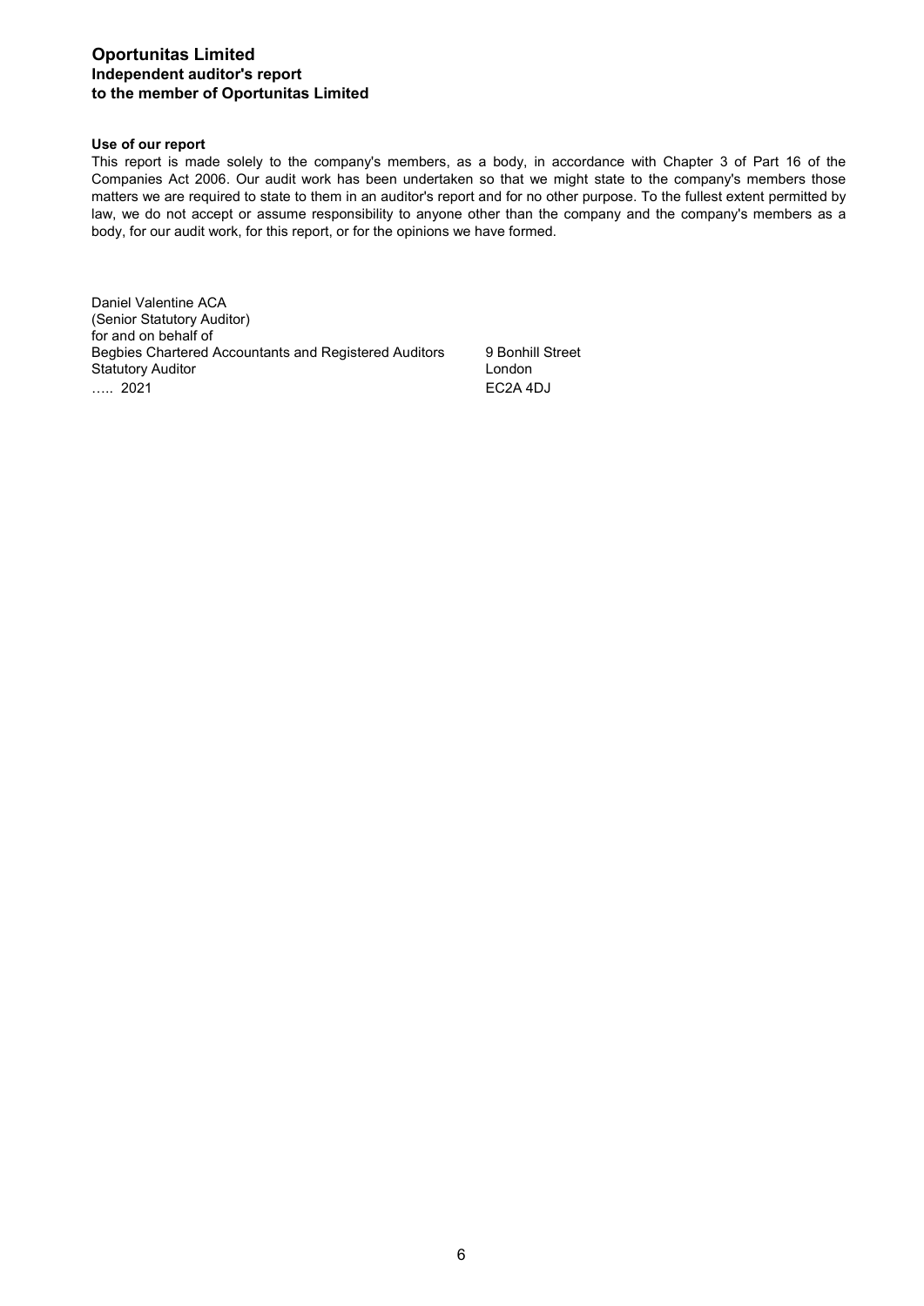**Oportunitas Limited**
**Independent auditor's report**
**to the member of Oportunitas Limited**

**Use of our report**

This report is made solely to the company's members, as a body, in accordance with Chapter 3 of Part 16 of the Companies Act 2006. Our audit work has been undertaken so that we might state to the company's members those matters we are required to state to them in an auditor's report and for no other purpose. To the fullest extent permitted by law, we do not accept or assume responsibility to anyone other than the company and the company's members as a body, for our audit work, for this report, or for the opinions we have formed.

Daniel Valentine ACA
(Senior Statutory Auditor)
for and on behalf of
Begbies Chartered Accountants and Registered Auditors
Statutory Auditor
….. 2021

9 Bonhill Street
London
EC2A 4DJ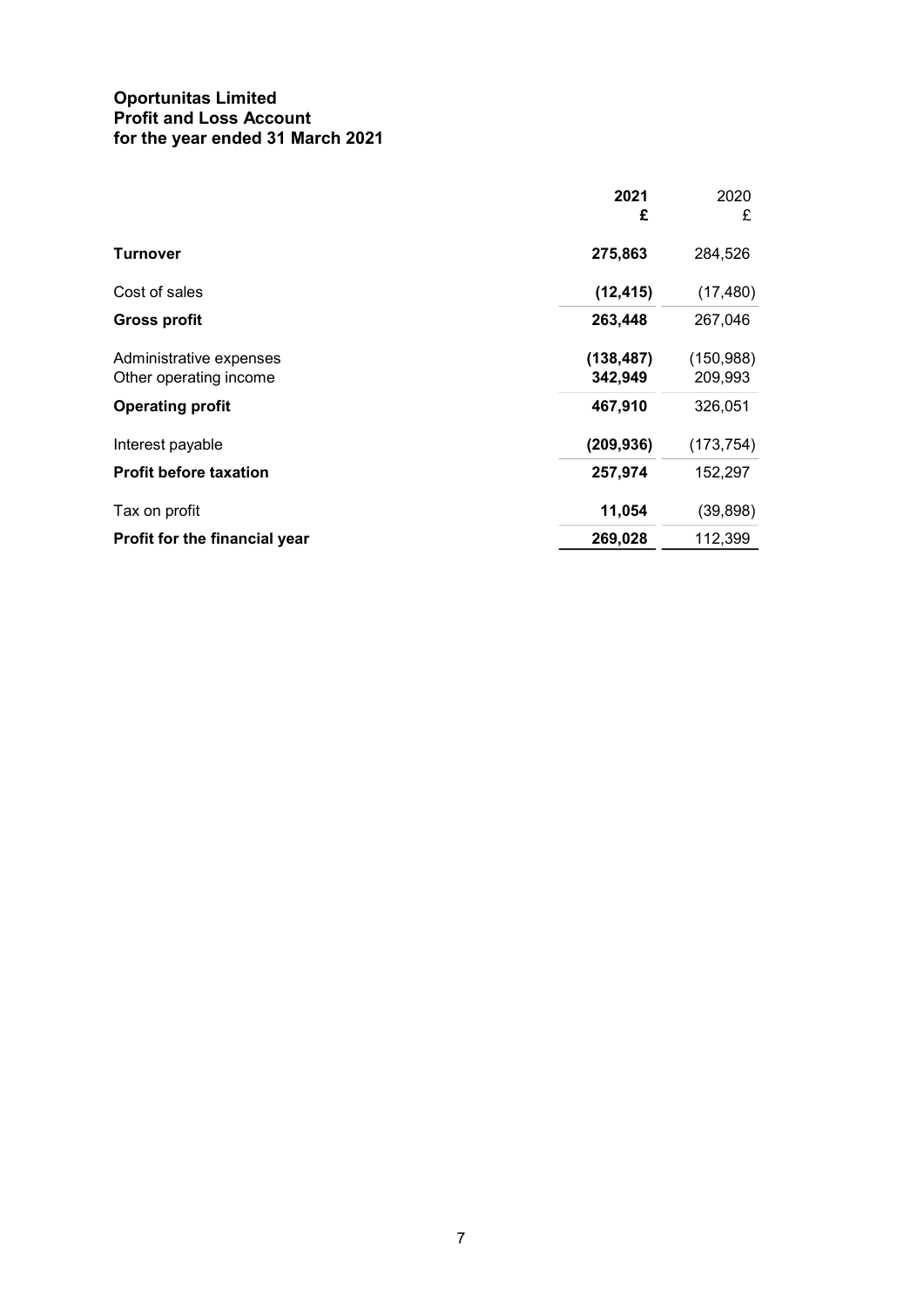# Oportunitas Limited
## Profit and Loss Account
## for the year ended 31 March 2021

| | 2021 £ | 2020 £ |
|---|---|---|
| **Turnover** | **275,863** | 284,526 |
| Cost of sales | **(12,415)** | (17,480) |
| **Gross profit** | **263,448** | 267,046 |
| Administrative expenses | **(138,487)** | (150,988) |
| Other operating income | **342,949** | 209,993 |
| **Operating profit** | **467,910** | 326,051 |
| Interest payable | **(209,936)** | (173,754) |
| **Profit before taxation** | **257,974** | 152,297 |
| Tax on profit | **11,054** | (39,898) |
| **Profit for the financial year** | **269,028** | 112,399 |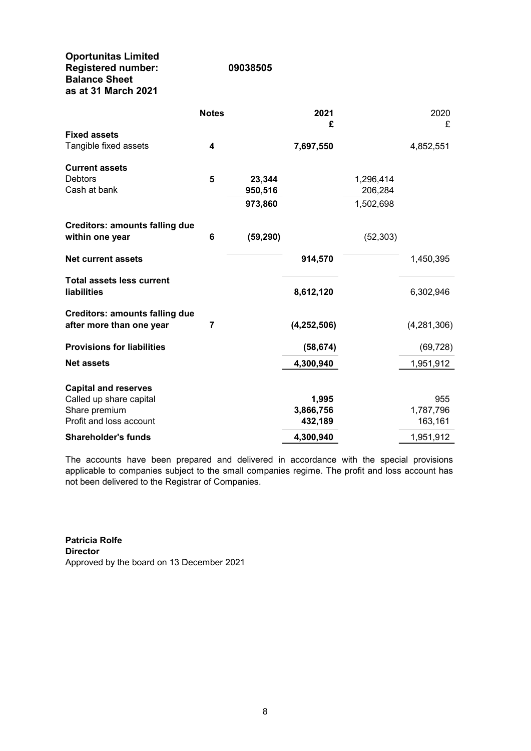**Oportunitas Limited**
**Registered number: 09038505**
**Balance Sheet**
**as at 31 March 2021**

| | Notes | | 2021 £ | | 2020 £ |
|---|---|---|---|---|---|
| **Fixed assets** | | | | | |
| Tangible fixed assets | 4 | | **7,697,550** | | 4,852,551 |
| | | | | | |
| **Current assets** | | | | | |
| Debtors | 5 | **23,344** | | 1,296,414 | |
| Cash at bank | | **950,516** | | 206,284 | |
| | | **973,860** | | 1,502,698 | |
| | | | | | |
| **Creditors: amounts falling due within one year** | 6 | **(59,290)** | | (52,303) | |
| | | | | | |
| **Net current assets** | | | **914,570** | | 1,450,395 |
| | | | | | |
| **Total assets less current liabilities** | | | **8,612,120** | | 6,302,946 |
| | | | | | |
| **Creditors: amounts falling due after more than one year** | 7 | | **(4,252,506)** | | (4,281,306) |
| | | | | | |
| **Provisions for liabilities** | | | **(58,674)** | | (69,728) |
| | | | | | |
| **Net assets** | | | **4,300,940** | | 1,951,912 |
| | | | | | |
| **Capital and reserves** | | | | | |
| Called up share capital | | | **1,995** | | 955 |
| Share premium | | | **3,866,756** | | 1,787,796 |
| Profit and loss account | | | **432,189** | | 163,161 |
| **Shareholder's funds** | | | **4,300,940** | | 1,951,912 |

The accounts have been prepared and delivered in accordance with the special provisions applicable to companies subject to the small companies regime. The profit and loss account has not been delivered to the Registrar of Companies.

**Patricia Rolfe**
**Director**
Approved by the board on 13 December 2021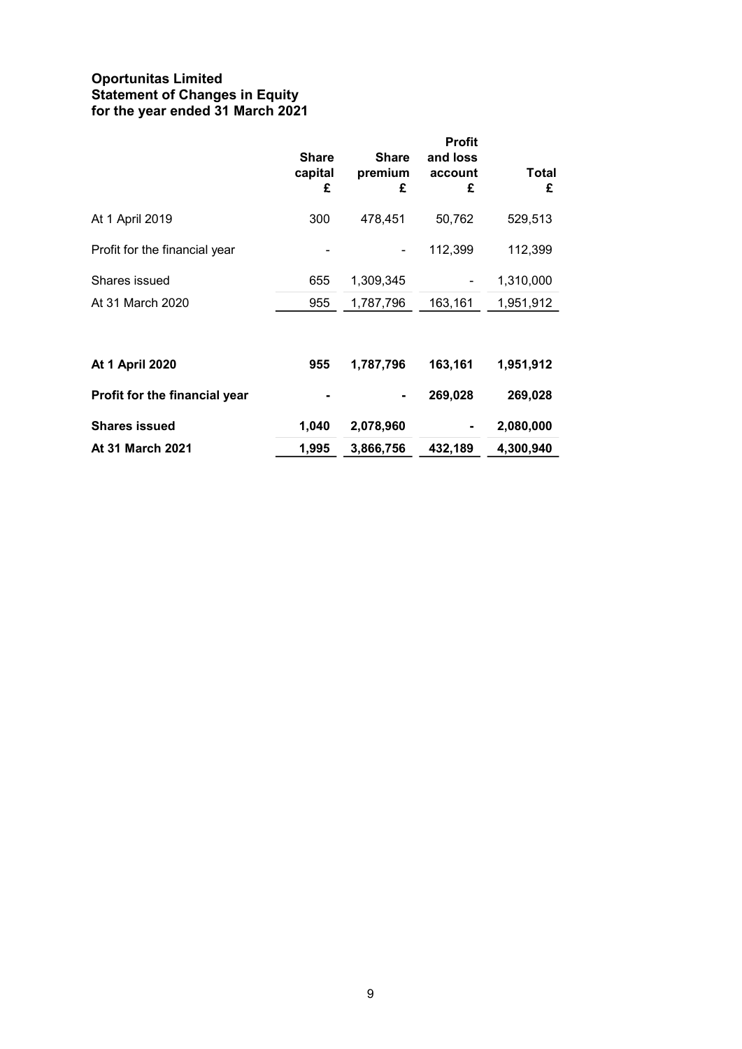# Oportunitas Limited
# Statement of Changes in Equity
# for the year ended 31 March 2021

| | Share capital £ | Share premium £ | Profit and loss account £ | Total £ |
|---|---|---|---|---|
| At 1 April 2019 | 300 | 478,451 | 50,762 | 529,513 |
| Profit for the financial year | - | - | 112,399 | 112,399 |
| Shares issued | 655 | 1,309,345 | - | 1,310,000 |
| At 31 March 2020 | 955 | 1,787,796 | 163,161 | 1,951,912 |
| | | | | |
| **At 1 April 2020** | **955** | **1,787,796** | **163,161** | **1,951,912** |
| **Profit for the financial year** | **-** | **-** | **269,028** | **269,028** |
| **Shares issued** | **1,040** | **2,078,960** | **-** | **2,080,000** |
| **At 31 March 2021** | **1,995** | **3,866,756** | **432,189** | **4,300,940** |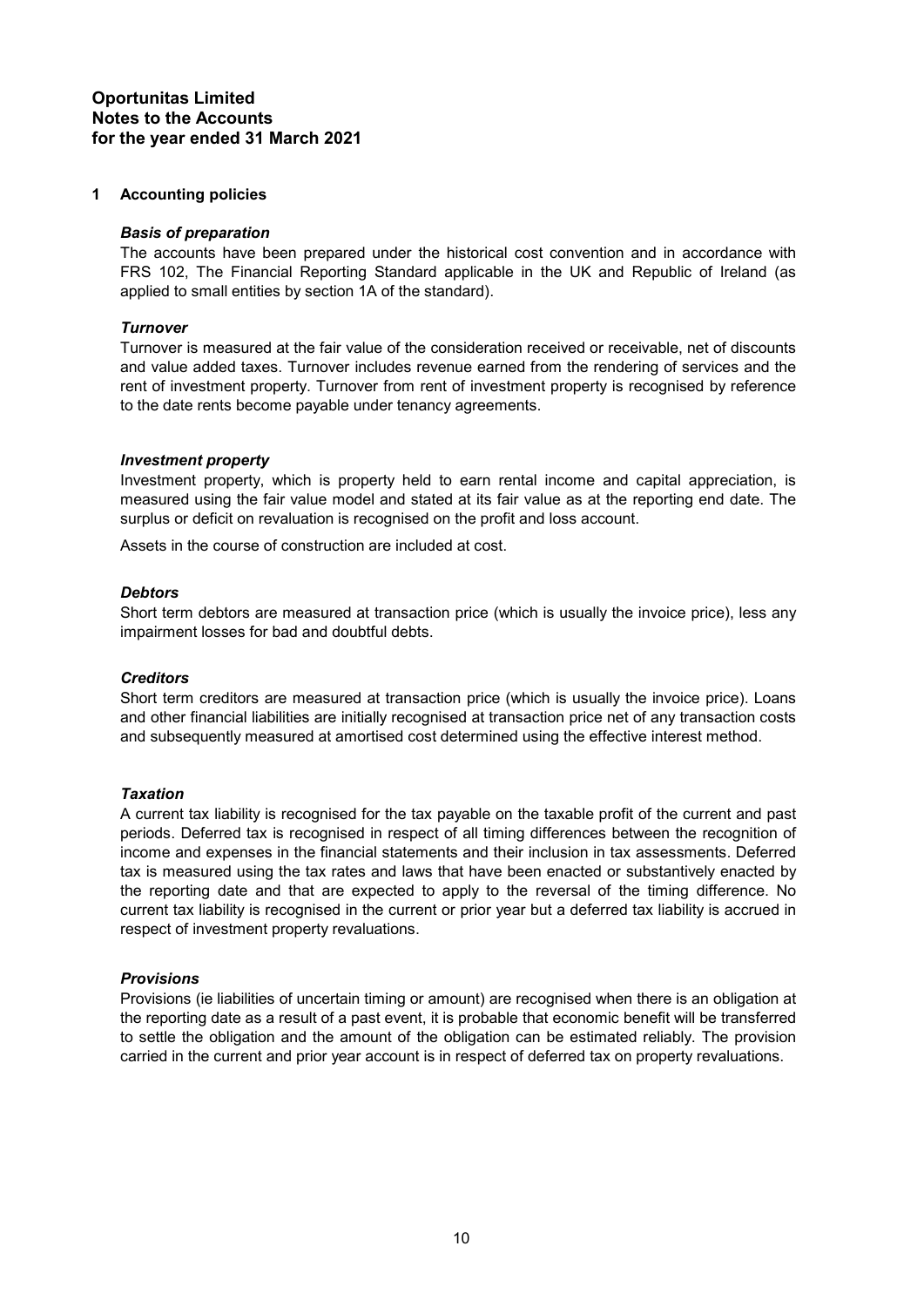**Oportunitas Limited**
**Notes to the Accounts**
**for the year ended 31 March 2021**

## 1 Accounting policies

***Basis of preparation***

The accounts have been prepared under the historical cost convention and in accordance with FRS 102, The Financial Reporting Standard applicable in the UK and Republic of Ireland (as applied to small entities by section 1A of the standard).

***Turnover***

Turnover is measured at the fair value of the consideration received or receivable, net of discounts and value added taxes. Turnover includes revenue earned from the rendering of services and the rent of investment property. Turnover from rent of investment property is recognised by reference to the date rents become payable under tenancy agreements.

***Investment property***

Investment property, which is property held to earn rental income and capital appreciation, is measured using the fair value model and stated at its fair value as at the reporting end date. The surplus or deficit on revaluation is recognised on the profit and loss account.

Assets in the course of construction are included at cost.

***Debtors***

Short term debtors are measured at transaction price (which is usually the invoice price), less any impairment losses for bad and doubtful debts.

***Creditors***

Short term creditors are measured at transaction price (which is usually the invoice price). Loans and other financial liabilities are initially recognised at transaction price net of any transaction costs and subsequently measured at amortised cost determined using the effective interest method.

***Taxation***

A current tax liability is recognised for the tax payable on the taxable profit of the current and past periods. Deferred tax is recognised in respect of all timing differences between the recognition of income and expenses in the financial statements and their inclusion in tax assessments. Deferred tax is measured using the tax rates and laws that have been enacted or substantively enacted by the reporting date and that are expected to apply to the reversal of the timing difference. No current tax liability is recognised in the current or prior year but a deferred tax liability is accrued in respect of investment property revaluations.

***Provisions***

Provisions (ie liabilities of uncertain timing or amount) are recognised when there is an obligation at the reporting date as a result of a past event, it is probable that economic benefit will be transferred to settle the obligation and the amount of the obligation can be estimated reliably. The provision carried in the current and prior year account is in respect of deferred tax on property revaluations.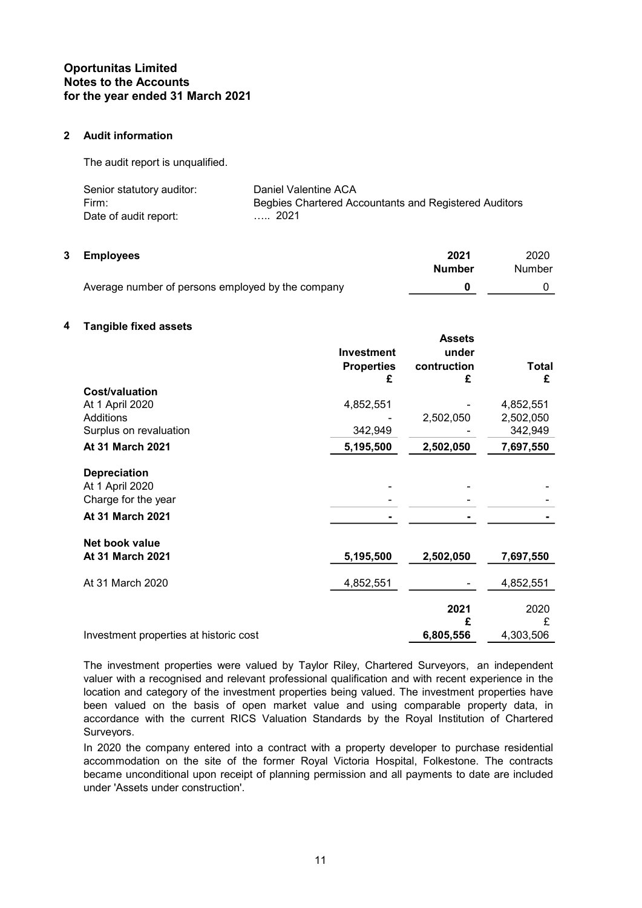**Oportunitas Limited**
**Notes to the Accounts**
**for the year ended 31 March 2021**

## 2 Audit information

The audit report is unqualified.

| | |
|---|---|
| Senior statutory auditor: | Daniel Valentine ACA |
| Firm: | Begbies Chartered Accountants and Registered Auditors |
| Date of audit report: | ….. 2021 |

## 3 Employees

| | 2021 Number | 2020 Number |
|---|---|---|
| Average number of persons employed by the company | **0** | 0 |

## 4 Tangible fixed assets

| | Investment Properties £ | Assets under contruction £ | Total £ |
|---|---|---|---|
| **Cost/valuation** | | | |
| At 1 April 2020 | 4,852,551 | - | 4,852,551 |
| Additions | - | 2,502,050 | 2,502,050 |
| Surplus on revaluation | 342,949 | - | 342,949 |
| **At 31 March 2021** | **5,195,500** | **2,502,050** | **7,697,550** |
| **Depreciation** | | | |
| At 1 April 2020 | - | - | - |
| Charge for the year | - | - | - |
| **At 31 March 2021** | **-** | **-** | **-** |
| **Net book value** | | | |
| **At 31 March 2021** | **5,195,500** | **2,502,050** | **7,697,550** |
| At 31 March 2020 | 4,852,551 | - | 4,852,551 |

| | 2021 £ | 2020 £ |
|---|---|---|
| Investment properties at historic cost | **6,805,556** | 4,303,506 |

The investment properties were valued by Taylor Riley, Chartered Surveyors, an independent valuer with a recognised and relevant professional qualification and with recent experience in the location and category of the investment properties being valued. The investment properties have been valued on the basis of open market value and using comparable property data, in accordance with the current RICS Valuation Standards by the Royal Institution of Chartered Surveyors.

In 2020 the company entered into a contract with a property developer to purchase residential accommodation on the site of the former Royal Victoria Hospital, Folkestone. The contracts became unconditional upon receipt of planning permission and all payments to date are included under 'Assets under construction'.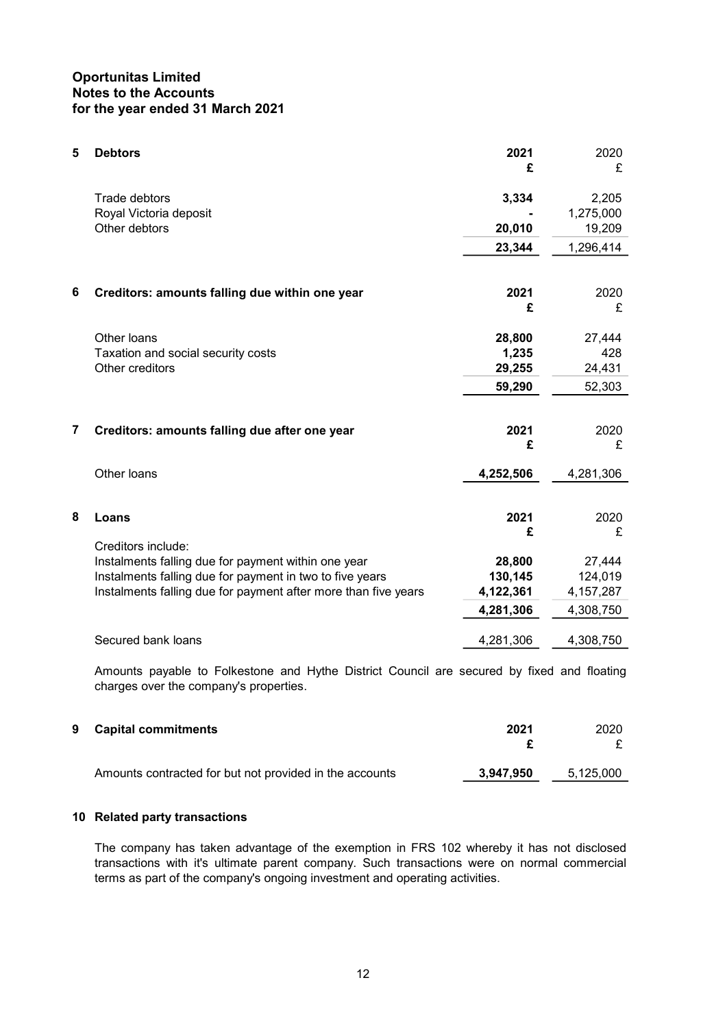**Oportunitas Limited**
**Notes to the Accounts**
**for the year ended 31 March 2021**

**5 Debtors**

| | 2021 | 2020 |
|---|---|---|
| | £ | £ |
| Trade debtors | 3,334 | 2,205 |
| Royal Victoria deposit | - | 1,275,000 |
| Other debtors | 20,010 | 19,209 |
| | 23,344 | 1,296,414 |

**6 Creditors: amounts falling due within one year**

| | 2021 | 2020 |
|---|---|---|
| | £ | £ |
| Other loans | 28,800 | 27,444 |
| Taxation and social security costs | 1,235 | 428 |
| Other creditors | 29,255 | 24,431 |
| | 59,290 | 52,303 |

**7 Creditors: amounts falling due after one year**

| | 2021 | 2020 |
|---|---|---|
| | £ | £ |
| Other loans | 4,252,506 | 4,281,306 |

**8 Loans**

| | 2021 | 2020 |
|---|---|---|
| | £ | £ |
| Creditors include: | | |
| Instalments falling due for payment within one year | 28,800 | 27,444 |
| Instalments falling due for payment in two to five years | 130,145 | 124,019 |
| Instalments falling due for payment after more than five years | 4,122,361 | 4,157,287 |
| | 4,281,306 | 4,308,750 |
| Secured bank loans | 4,281,306 | 4,308,750 |

Amounts payable to Folkestone and Hythe District Council are secured by fixed and floating charges over the company's properties.

**9 Capital commitments**

| | 2021 | 2020 |
|---|---|---|
| | £ | £ |
| Amounts contracted for but not provided in the accounts | 3,947,950 | 5,125,000 |

**10 Related party transactions**

The company has taken advantage of the exemption in FRS 102 whereby it has not disclosed transactions with it's ultimate parent company. Such transactions were on normal commercial terms as part of the company's ongoing investment and operating activities.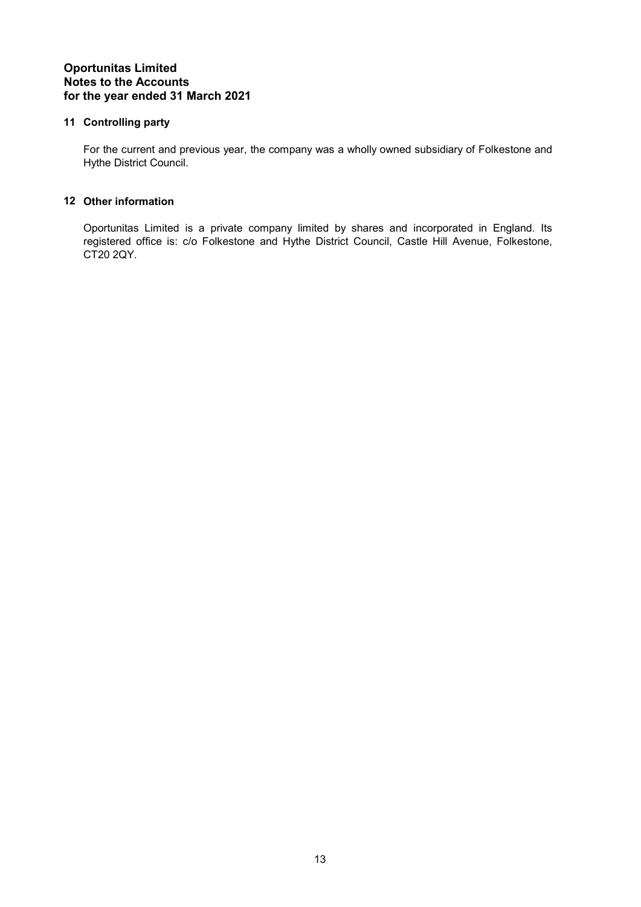# Oportunitas Limited
# Notes to the Accounts
# for the year ended 31 March 2021

## 11 Controlling party

For the current and previous year, the company was a wholly owned subsidiary of Folkestone and Hythe District Council.

## 12 Other information

Oportunitas Limited is a private company limited by shares and incorporated in England. Its registered office is: c/o Folkestone and Hythe District Council, Castle Hill Avenue, Folkestone, CT20 2QY.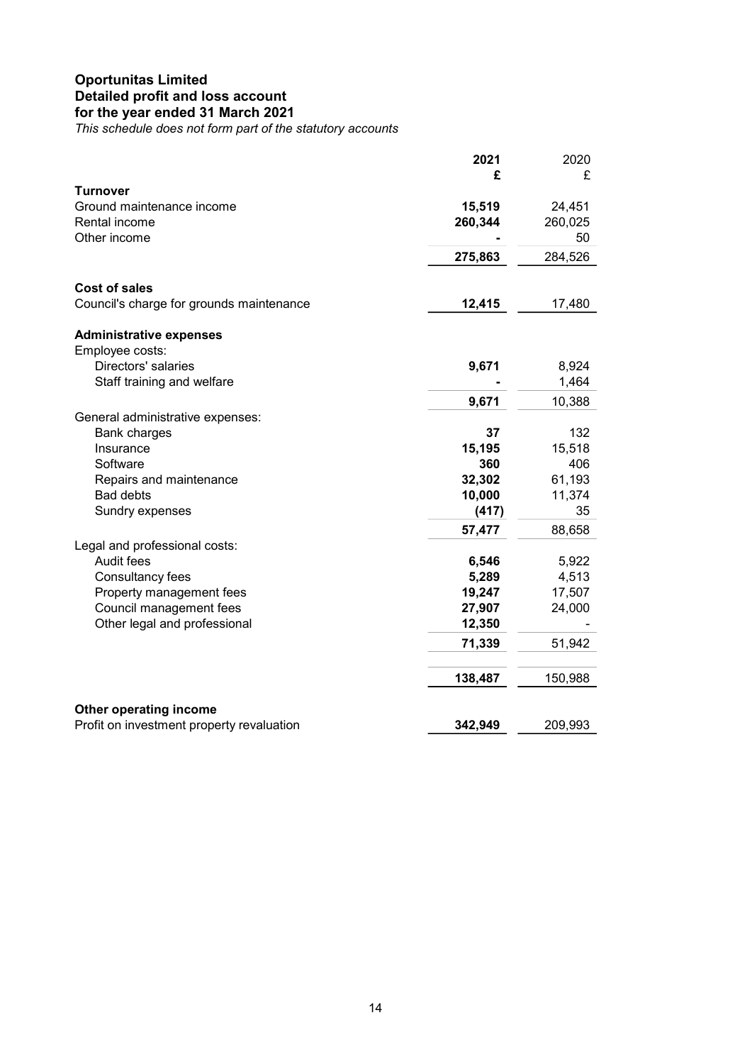# Oportunitas Limited
## Detailed profit and loss account
## for the year ended 31 March 2021

*This schedule does not form part of the statutory accounts*

| | **2021** | 2020 |
|---|---|---|
| | **£** | £ |
| **Turnover** | | |
| Ground maintenance income | **15,519** | 24,451 |
| Rental income | **260,344** | 260,025 |
| Other income | **-** | 50 |
| | **275,863** | 284,526 |
| **Cost of sales** | | |
| Council's charge for grounds maintenance | **12,415** | 17,480 |
| **Administrative expenses** | | |
| Employee costs: | | |
| Directors' salaries | **9,671** | 8,924 |
| Staff training and welfare | **-** | 1,464 |
| | **9,671** | 10,388 |
| General administrative expenses: | | |
| Bank charges | **37** | 132 |
| Insurance | **15,195** | 15,518 |
| Software | **360** | 406 |
| Repairs and maintenance | **32,302** | 61,193 |
| Bad debts | **10,000** | 11,374 |
| Sundry expenses | **(417)** | 35 |
| | **57,477** | 88,658 |
| Legal and professional costs: | | |
| Audit fees | **6,546** | 5,922 |
| Consultancy fees | **5,289** | 4,513 |
| Property management fees | **19,247** | 17,507 |
| Council management fees | **27,907** | 24,000 |
| Other legal and professional | **12,350** | - |
| | **71,339** | 51,942 |
| | **138,487** | 150,988 |
| **Other operating income** | | |
| Profit on investment property revaluation | **342,949** | 209,993 |